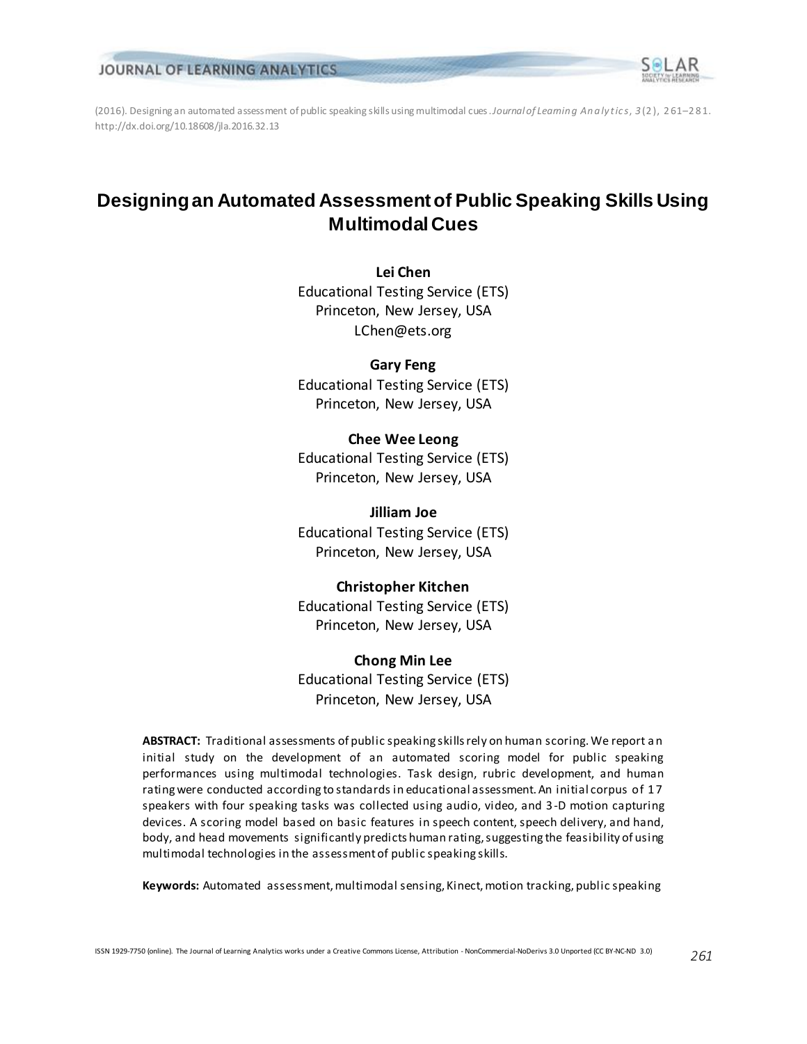(2016). Designing an automated assessment of public speaking skills using multimodal cues. *Journal of Learning Analytics*, *3*(2), 261–281. http://dx.doi.org/10.18608/jla.2016.32.13

# Designing an Automated Assessment of Public Speaking Skills Using Multimodal Cues

**Lei Chen**
Educational Testing Service (ETS)
Princeton, New Jersey, USA
LChen@ets.org

**Gary Feng**
Educational Testing Service (ETS)
Princeton, New Jersey, USA

**Chee Wee Leong**
Educational Testing Service (ETS)
Princeton, New Jersey, USA

**Jilliam Joe**
Educational Testing Service (ETS)
Princeton, New Jersey, USA

**Christopher Kitchen**
Educational Testing Service (ETS)
Princeton, New Jersey, USA

**Chong Min Lee**
Educational Testing Service (ETS)
Princeton, New Jersey, USA

**ABSTRACT:** Traditional assessments of public speaking skills rely on human scoring. We report an initial study on the development of an automated scoring model for public speaking performances using multimodal technologies. Task design, rubric development, and human rating were conducted according to standards in educational assessment. An initial corpus of 17 speakers with four speaking tasks was collected using audio, video, and 3-D motion capturing devices. A scoring model based on basic features in speech content, speech delivery, and hand, body, and head movements significantly predicts human rating, suggesting the feasibility of using multimodal technologies in the assessment of public speaking skills.

**Keywords:** Automated assessment, multimodal sensing, Kinect, motion tracking, public speaking

ISSN 1929-7750 (online). The Journal of Learning Analytics works under a Creative Commons License, Attribution - NonCommercial-NoDerivs 3.0 Unported (CC BY-NC-ND 3.0)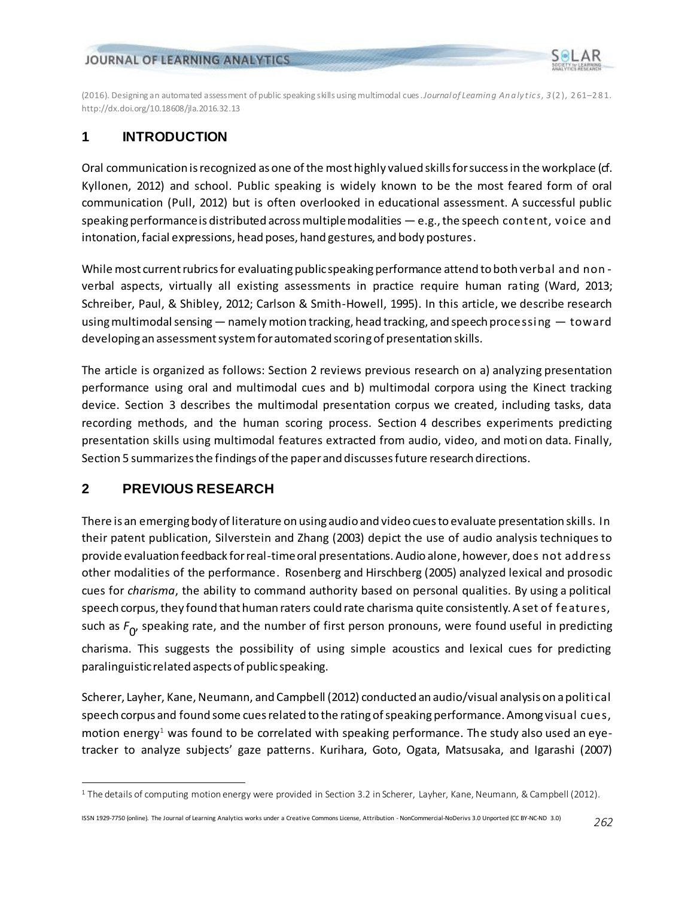## 1 INTRODUCTION

Oral communication is recognized as one of the most highly valued skills for success in the workplace (cf. Kyllonen, 2012) and school. Public speaking is widely known to be the most feared form of oral communication (Pull, 2012) but is often overlooked in educational assessment. A successful public speaking performance is distributed across multiple modalities — e.g., the speech content, voice and intonation, facial expressions, head poses, hand gestures, and body postures.

While most current rubrics for evaluating public speaking performance attend to both verbal and non-verbal aspects, virtually all existing assessments in practice require human rating (Ward, 2013; Schreiber, Paul, & Shibley, 2012; Carlson & Smith-Howell, 1995). In this article, we describe research using multimodal sensing — namely motion tracking, head tracking, and speech processing — toward developing an assessment system for automated scoring of presentation skills.

The article is organized as follows: Section 2 reviews previous research on a) analyzing presentation performance using oral and multimodal cues and b) multimodal corpora using the Kinect tracking device. Section 3 describes the multimodal presentation corpus we created, including tasks, data recording methods, and the human scoring process. Section 4 describes experiments predicting presentation skills using multimodal features extracted from audio, video, and motion data. Finally, Section 5 summarizes the findings of the paper and discusses future research directions.

## 2 PREVIOUS RESEARCH

There is an emerging body of literature on using audio and video cues to evaluate presentation skills. In their patent publication, Silverstein and Zhang (2003) depict the use of audio analysis techniques to provide evaluation feedback for real-time oral presentations. Audio alone, however, does not address other modalities of the performance. Rosenberg and Hirschberg (2005) analyzed lexical and prosodic cues for *charisma*, the ability to command authority based on personal qualities. By using a political speech corpus, they found that human raters could rate charisma quite consistently. A set of features, such as $F_0$, speaking rate, and the number of first person pronouns, were found useful in predicting charisma. This suggests the possibility of using simple acoustics and lexical cues for predicting paralinguistic related aspects of public speaking.

Scherer, Layher, Kane, Neumann, and Campbell (2012) conducted an audio/visual analysis on a political speech corpus and found some cues related to the rating of speaking performance. Among visual cues, motion energy[1] was found to be correlated with speaking performance. The study also used an eye-tracker to analyze subjects' gaze patterns. Kurihara, Goto, Ogata, Matsusaka, and Igarashi (2007)

[1] The details of computing motion energy were provided in Section 3.2 in Scherer, Layher, Kane, Neumann, & Campbell (2012).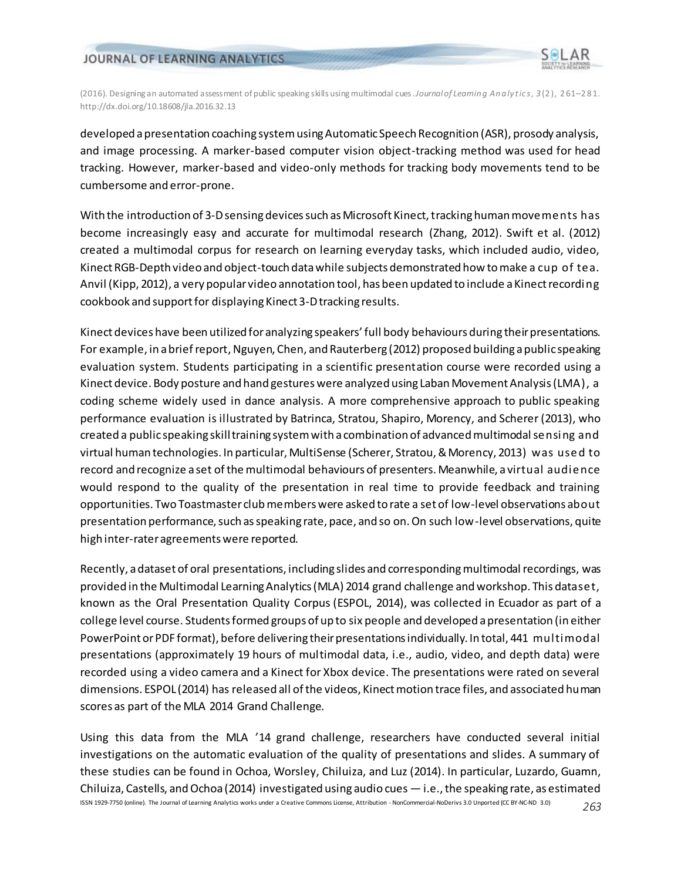developed a presentation coaching system using Automatic Speech Recognition (ASR), prosody analysis, and image processing. A marker-based computer vision object-tracking method was used for head tracking. However, marker-based and video-only methods for tracking body movements tend to be cumbersome and error-prone.

With the introduction of 3-D sensing devices such as Microsoft Kinect, tracking human movements has become increasingly easy and accurate for multimodal research (Zhang, 2012). Swift et al. (2012) created a multimodal corpus for research on learning everyday tasks, which included audio, video, Kinect RGB-Depth video and object-touch data while subjects demonstrated how to make a cup of tea. Anvil (Kipp, 2012), a very popular video annotation tool, has been updated to include a Kinect recording cookbook and support for displaying Kinect 3-D tracking results.

Kinect devices have been utilized for analyzing speakers' full body behaviours during their presentations. For example, in a brief report, Nguyen, Chen, and Rauterberg (2012) proposed building a public speaking evaluation system. Students participating in a scientific presentation course were recorded using a Kinect device. Body posture and hand gestures were analyzed using Laban Movement Analysis (LMA), a coding scheme widely used in dance analysis. A more comprehensive approach to public speaking performance evaluation is illustrated by Batrinca, Stratou, Shapiro, Morency, and Scherer (2013), who created a public speaking skill training system with a combination of advanced multimodal sensing and virtual human technologies. In particular, MultiSense (Scherer, Stratou, & Morency, 2013) was used to record and recognize a set of the multimodal behaviours of presenters. Meanwhile, a virtual audience would respond to the quality of the presentation in real time to provide feedback and training opportunities. Two Toastmaster club members were asked to rate a set of low-level observations about presentation performance, such as speaking rate, pace, and so on. On such low-level observations, quite high inter-rater agreements were reported.

Recently, a dataset of oral presentations, including slides and corresponding multimodal recordings, was provided in the Multimodal Learning Analytics (MLA) 2014 grand challenge and workshop. This dataset, known as the Oral Presentation Quality Corpus (ESPOL, 2014), was collected in Ecuador as part of a college level course. Students formed groups of up to six people and developed a presentation (in either PowerPoint or PDF format), before delivering their presentations individually. In total, 441 multimodal presentations (approximately 19 hours of multimodal data, i.e., audio, video, and depth data) were recorded using a video camera and a Kinect for Xbox device. The presentations were rated on several dimensions. ESPOL (2014) has released all of the videos, Kinect motion trace files, and associated human scores as part of the MLA 2014 Grand Challenge.

Using this data from the MLA '14 grand challenge, researchers have conducted several initial investigations on the automatic evaluation of the quality of presentations and slides. A summary of these studies can be found in Ochoa, Worsley, Chiluiza, and Luz (2014). In particular, Luzardo, Guamn, Chiluiza, Castells, and Ochoa (2014) investigated using audio cues — i.e., the speaking rate, as estimated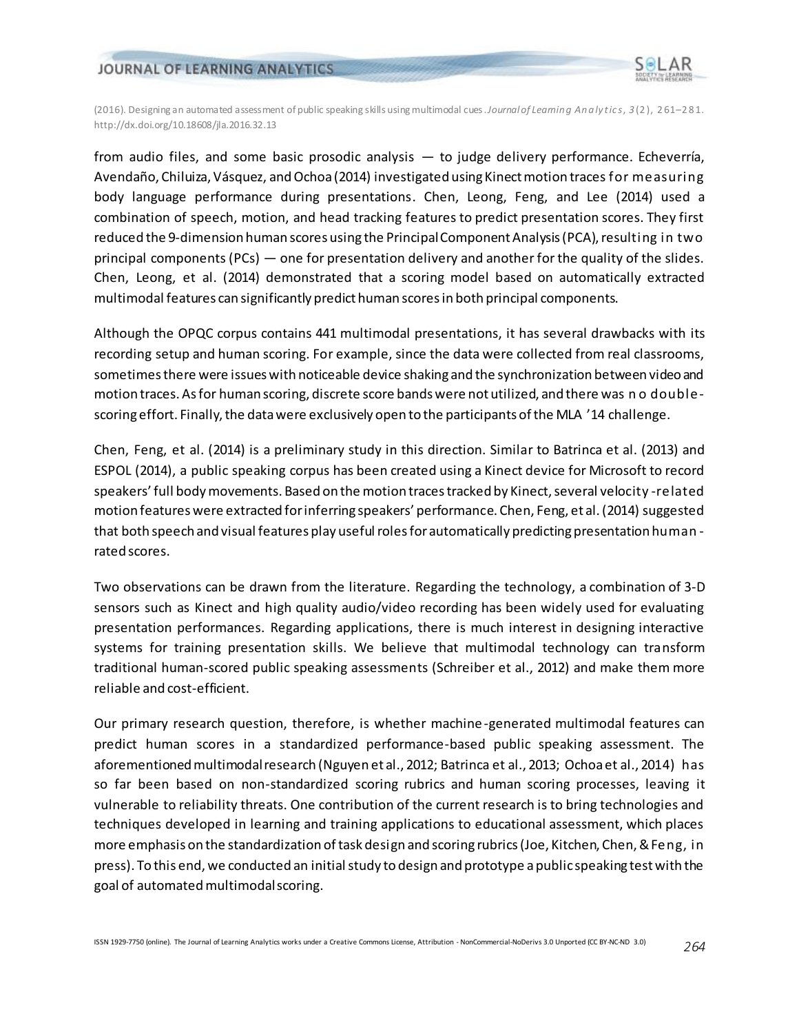from audio files, and some basic prosodic analysis — to judge delivery performance. Echeverría, Avendaño, Chiluiza, Vásquez, and Ochoa (2014) investigated using Kinect motion traces for measuring body language performance during presentations. Chen, Leong, Feng, and Lee (2014) used a combination of speech, motion, and head tracking features to predict presentation scores. They first reduced the 9-dimension human scores using the Principal Component Analysis (PCA), resulting in two principal components (PCs) — one for presentation delivery and another for the quality of the slides. Chen, Leong, et al. (2014) demonstrated that a scoring model based on automatically extracted multimodal features can significantly predict human scores in both principal components.

Although the OPQC corpus contains 441 multimodal presentations, it has several drawbacks with its recording setup and human scoring. For example, since the data were collected from real classrooms, sometimes there were issues with noticeable device shaking and the synchronization between video and motion traces. As for human scoring, discrete score bands were not utilized, and there was no double-scoring effort. Finally, the data were exclusively open to the participants of the MLA ’14 challenge.

Chen, Feng, et al. (2014) is a preliminary study in this direction. Similar to Batrinca et al. (2013) and ESPOL (2014), a public speaking corpus has been created using a Kinect device for Microsoft to record speakers’ full body movements. Based on the motion traces tracked by Kinect, several velocity-related motion features were extracted for inferring speakers’ performance. Chen, Feng, et al. (2014) suggested that both speech and visual features play useful roles for automatically predicting presentation human-rated scores.

Two observations can be drawn from the literature. Regarding the technology, a combination of 3-D sensors such as Kinect and high quality audio/video recording has been widely used for evaluating presentation performances. Regarding applications, there is much interest in designing interactive systems for training presentation skills. We believe that multimodal technology can transform traditional human-scored public speaking assessments (Schreiber et al., 2012) and make them more reliable and cost-efficient.

Our primary research question, therefore, is whether machine-generated multimodal features can predict human scores in a standardized performance-based public speaking assessment. The aforementioned multimodal research (Nguyen et al., 2012; Batrinca et al., 2013; Ochoa et al., 2014) has so far been based on non-standardized scoring rubrics and human scoring processes, leaving it vulnerable to reliability threats. One contribution of the current research is to bring technologies and techniques developed in learning and training applications to educational assessment, which places more emphasis on the standardization of task design and scoring rubrics (Joe, Kitchen, Chen, & Feng, in press). To this end, we conducted an initial study to design and prototype a public speaking test with the goal of automated multimodal scoring.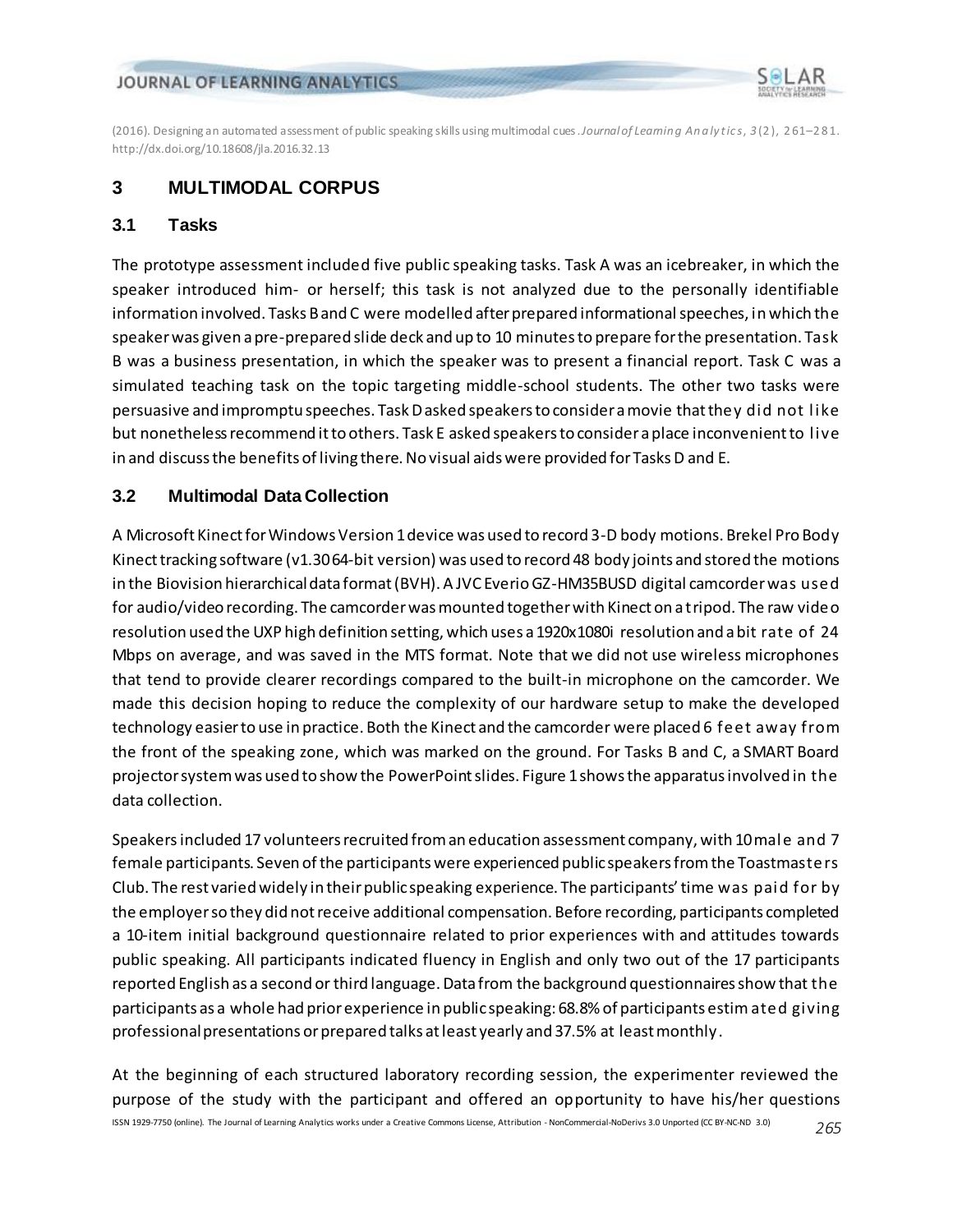## 3 MULTIMODAL CORPUS

### 3.1 Tasks

The prototype assessment included five public speaking tasks. Task A was an icebreaker, in which the speaker introduced him- or herself; this task is not analyzed due to the personally identifiable information involved. Tasks B and C were modelled after prepared informational speeches, in which the speaker was given a pre-prepared slide deck and up to 10 minutes to prepare for the presentation. Task B was a business presentation, in which the speaker was to present a financial report. Task C was a simulated teaching task on the topic targeting middle-school students. The other two tasks were persuasive and impromptu speeches. Task D asked speakers to consider a movie that they did not like but nonetheless recommend it to others. Task E asked speakers to consider a place inconvenient to live in and discuss the benefits of living there. No visual aids were provided for Tasks D and E.

### 3.2 Multimodal Data Collection

A Microsoft Kinect for Windows Version 1 device was used to record 3-D body motions. Brekel Pro Body Kinect tracking software (v1.30 64-bit version) was used to record 48 body joints and stored the motions in the Biovision hierarchical data format (BVH). A JVC Everio GZ-HM35BUSD digital camcorder was used for audio/video recording. The camcorder was mounted together with Kinect on a tripod. The raw video resolution used the UXP high definition setting, which uses a 1920x1080i resolution and a bit rate of 24 Mbps on average, and was saved in the MTS format. Note that we did not use wireless microphones that tend to provide clearer recordings compared to the built-in microphone on the camcorder. We made this decision hoping to reduce the complexity of our hardware setup to make the developed technology easier to use in practice. Both the Kinect and the camcorder were placed 6 feet away from the front of the speaking zone, which was marked on the ground. For Tasks B and C, a SMART Board projector system was used to show the PowerPoint slides. Figure 1 shows the apparatus involved in the data collection.

Speakers included 17 volunteers recruited from an education assessment company, with 10 male and 7 female participants. Seven of the participants were experienced public speakers from the Toastmasters Club. The rest varied widely in their public speaking experience. The participants' time was paid for by the employer so they did not receive additional compensation. Before recording, participants completed a 10-item initial background questionnaire related to prior experiences with and attitudes towards public speaking. All participants indicated fluency in English and only two out of the 17 participants reported English as a second or third language. Data from the background questionnaires show that the participants as a whole had prior experience in public speaking: 68.8% of participants estimated giving professional presentations or prepared talks at least yearly and 37.5% at least monthly.

At the beginning of each structured laboratory recording session, the experimenter reviewed the purpose of the study with the participant and offered an opportunity to have his/her questions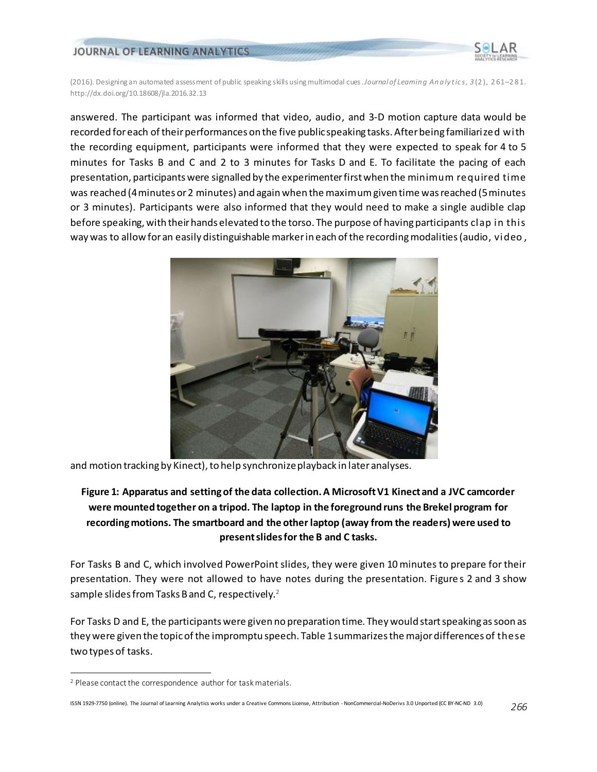answered. The participant was informed that video, audio, and 3-D motion capture data would be recorded for each of their performances on the five public speaking tasks. After being familiarized with the recording equipment, participants were informed that they were expected to speak for 4 to 5 minutes for Tasks B and C and 2 to 3 minutes for Tasks D and E. To facilitate the pacing of each presentation, participants were signalled by the experimenter first when the minimum required time was reached (4 minutes or 2 minutes) and again when the maximum given time was reached (5 minutes or 3 minutes). Participants were also informed that they would need to make a single audible clap before speaking, with their hands elevated to the torso. The purpose of having participants clap in this way was to allow for an easily distinguishable marker in each of the recording modalities (audio, video, and motion tracking by Kinect), to help synchronize playback in later analyses.

**Figure 1: Apparatus and setting of the data collection. A Microsoft V1 Kinect and a JVC camcorder were mounted together on a tripod. The laptop in the foreground runs the Brekel program for recording motions. The smartboard and the other laptop (away from the readers) were used to present slides for the B and C tasks.**

For Tasks B and C, which involved PowerPoint slides, they were given 10 minutes to prepare for their presentation. They were not allowed to have notes during the presentation. Figures 2 and 3 show sample slides from Tasks B and C, respectively.[2]

For Tasks D and E, the participants were given no preparation time. They would start speaking as soon as they were given the topic of the impromptu speech. Table 1 summarizes the major differences of these two types of tasks.

[2] Please contact the correspondence author for task materials.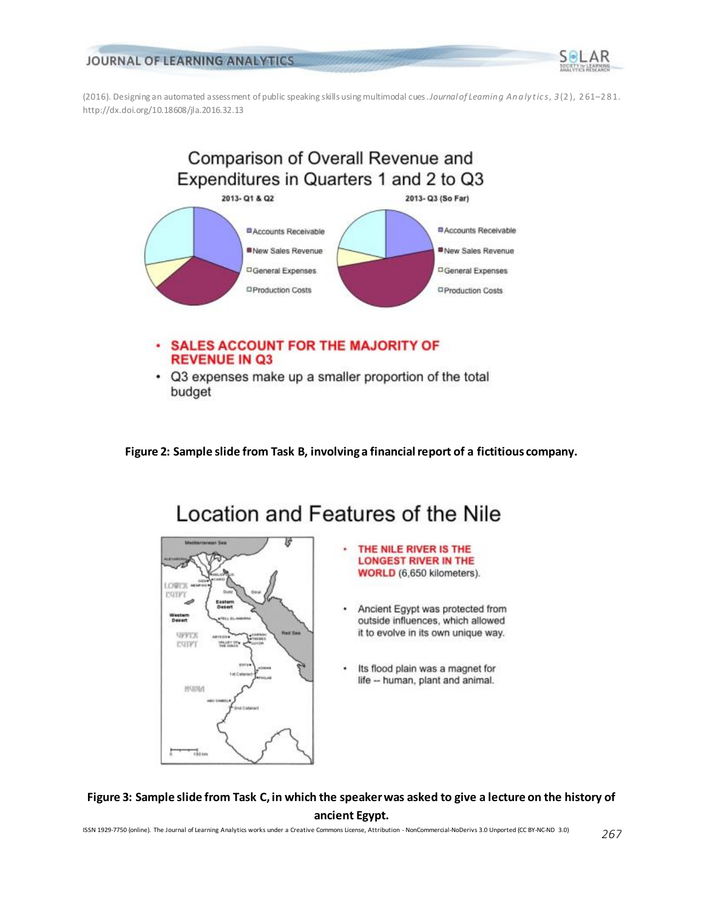**Figure 2: Sample slide from Task B, involving a financial report of a fictitious company.**

**Figure 3: Sample slide from Task C, in which the speaker was asked to give a lecture on the history of ancient Egypt.**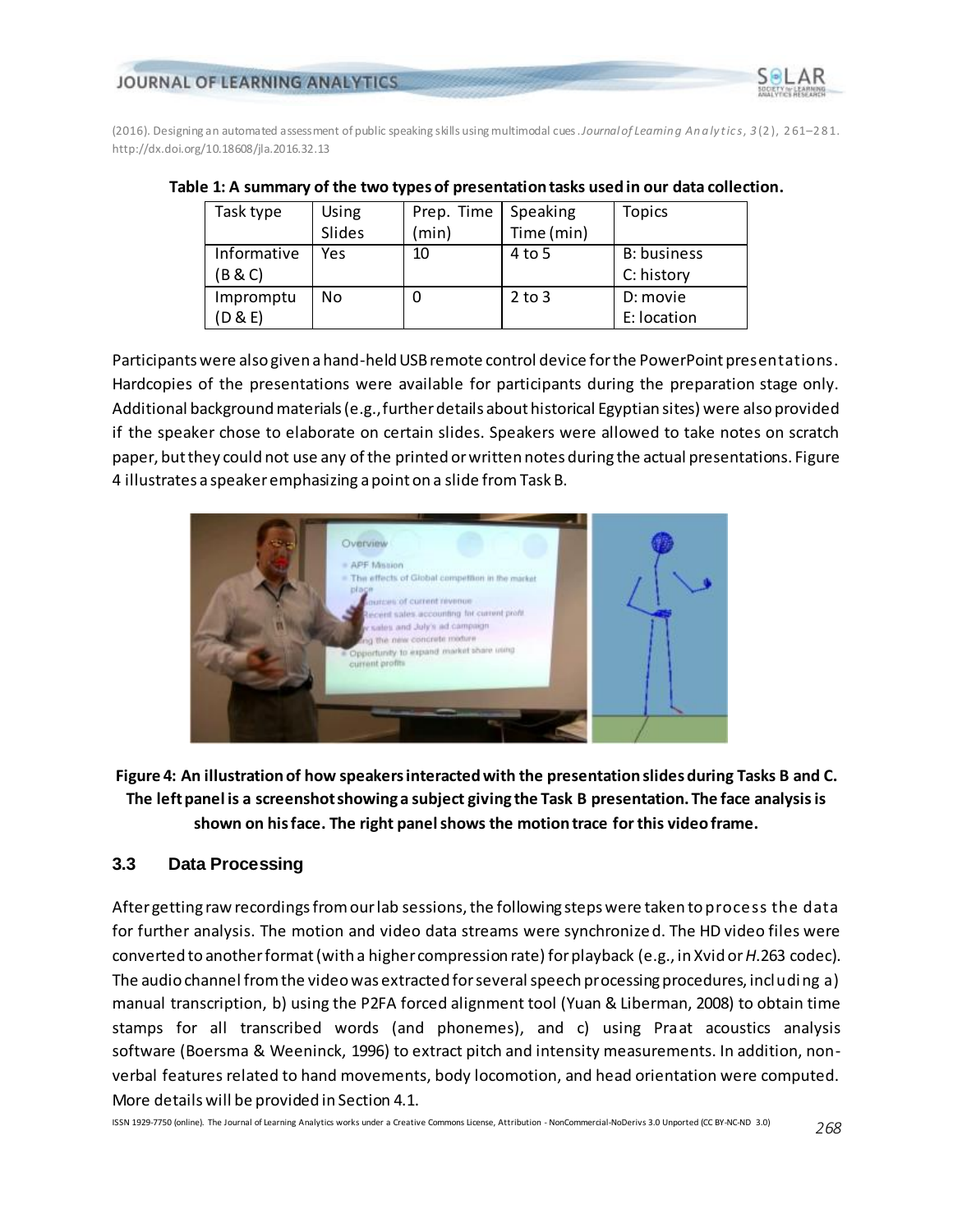**Table 1: A summary of the two types of presentation tasks used in our data collection.**

| Task type | Using Slides | Prep. Time (min) | Speaking Time (min) | Topics |
|---|---|---|---|---|
| Informative (B & C) | Yes | 10 | 4 to 5 | B: business<br>C: history |
| Impromptu (D & E) | No | 0 | 2 to 3 | D: movie<br>E: location |

Participants were also given a hand-held USB remote control device for the PowerPoint presentations. Hardcopies of the presentations were available for participants during the preparation stage only. Additional background materials (e.g., further details about historical Egyptian sites) were also provided if the speaker chose to elaborate on certain slides. Speakers were allowed to take notes on scratch paper, but they could not use any of the printed or written notes during the actual presentations. Figure 4 illustrates a speaker emphasizing a point on a slide from Task B.

**Figure 4: An illustration of how speakers interacted with the presentation slides during Tasks B and C. The left panel is a screenshot showing a subject giving the Task B presentation. The face analysis is shown on his face. The right panel shows the motion trace for this video frame.**

### 3.3 Data Processing

After getting raw recordings from our lab sessions, the following steps were taken to process the data for further analysis. The motion and video data streams were synchronized. The HD video files were converted to another format (with a higher compression rate) for playback (e.g., in Xvid or *H*.263 codec). The audio channel from the video was extracted for several speech processing procedures, including a) manual transcription, b) using the P2FA forced alignment tool (Yuan & Liberman, 2008) to obtain time stamps for all transcribed words (and phonemes), and c) using Praat acoustics analysis software (Boersma & Weeninck, 1996) to extract pitch and intensity measurements. In addition, non-verbal features related to hand movements, body locomotion, and head orientation were computed. More details will be provided in Section 4.1.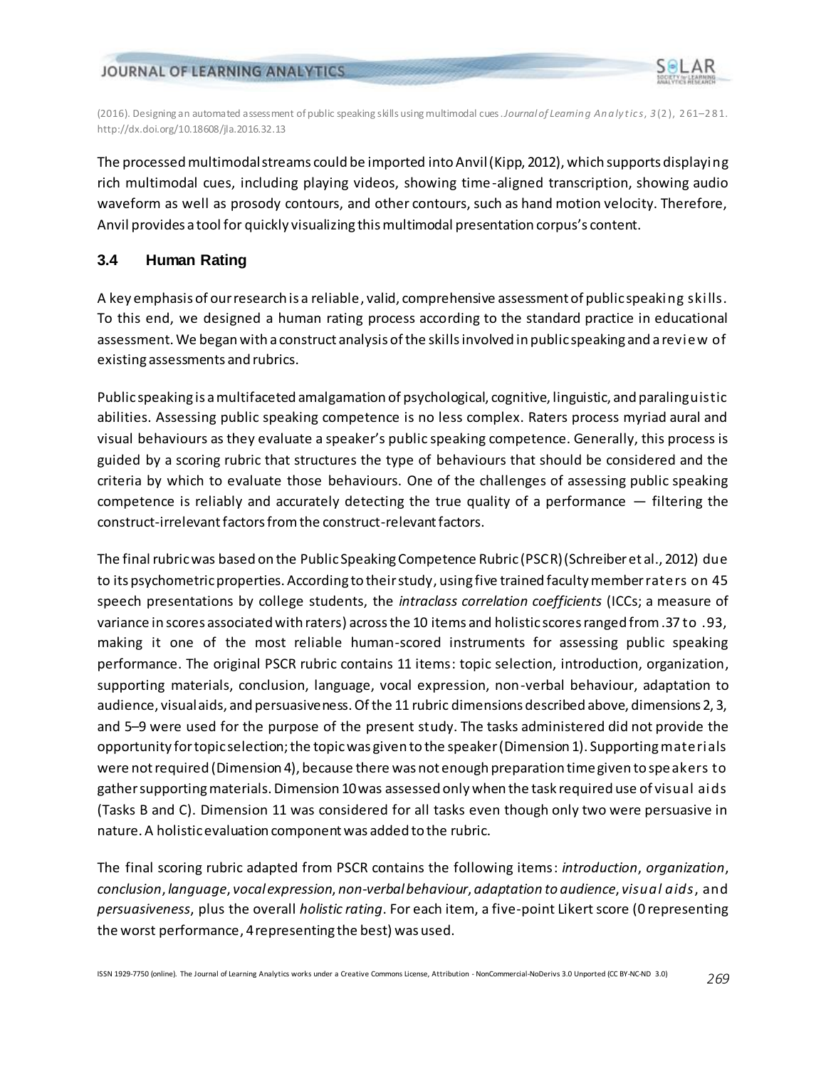The processed multimodal streams could be imported into Anvil (Kipp, 2012), which supports displaying rich multimodal cues, including playing videos, showing time-aligned transcription, showing audio waveform as well as prosody contours, and other contours, such as hand motion velocity. Therefore, Anvil provides a tool for quickly visualizing this multimodal presentation corpus's content.

### 3.4 Human Rating

A key emphasis of our research is a reliable, valid, comprehensive assessment of public speaking skills. To this end, we designed a human rating process according to the standard practice in educational assessment. We began with a construct analysis of the skills involved in public speaking and a review of existing assessments and rubrics.

Public speaking is a multifaceted amalgamation of psychological, cognitive, linguistic, and paralinguistic abilities. Assessing public speaking competence is no less complex. Raters process myriad aural and visual behaviours as they evaluate a speaker's public speaking competence. Generally, this process is guided by a scoring rubric that structures the type of behaviours that should be considered and the criteria by which to evaluate those behaviours. One of the challenges of assessing public speaking competence is reliably and accurately detecting the true quality of a performance — filtering the construct-irrelevant factors from the construct-relevant factors.

The final rubric was based on the Public Speaking Competence Rubric (PSCR) (Schreiber et al., 2012) due to its psychometric properties. According to their study, using five trained faculty member raters on 45 speech presentations by college students, the *intraclass correlation coefficients* (ICCs; a measure of variance in scores associated with raters) across the 10 items and holistic scores ranged from .37 to .93, making it one of the most reliable human-scored instruments for assessing public speaking performance. The original PSCR rubric contains 11 items: topic selection, introduction, organization, supporting materials, conclusion, language, vocal expression, non-verbal behaviour, adaptation to audience, visual aids, and persuasiveness. Of the 11 rubric dimensions described above, dimensions 2, 3, and 5–9 were used for the purpose of the present study. The tasks administered did not provide the opportunity for topic selection; the topic was given to the speaker (Dimension 1). Supporting materials were not required (Dimension 4), because there was not enough preparation time given to speakers to gather supporting materials. Dimension 10 was assessed only when the task required use of visual aids (Tasks B and C). Dimension 11 was considered for all tasks even though only two were persuasive in nature. A holistic evaluation component was added to the rubric.

The final scoring rubric adapted from PSCR contains the following items: *introduction*, *organization*, *conclusion*, *language*, *vocal expression*, *non-verbal behaviour*, *adaptation to audience*, *visual aids*, and *persuasiveness*, plus the overall *holistic rating*. For each item, a five-point Likert score (0 representing the worst performance, 4 representing the best) was used.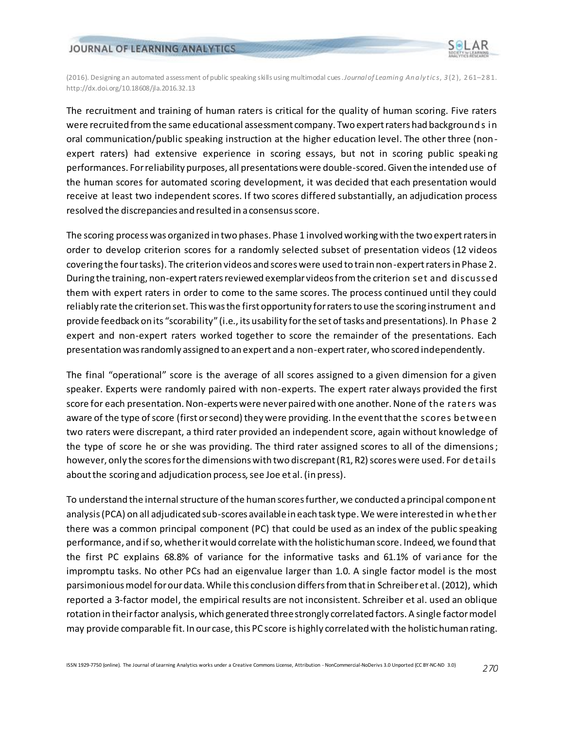The recruitment and training of human raters is critical for the quality of human scoring. Five raters were recruited from the same educational assessment company. Two expert raters had backgrounds in oral communication/public speaking instruction at the higher education level. The other three (non-expert raters) had extensive experience in scoring essays, but not in scoring public speaking performances. For reliability purposes, all presentations were double-scored. Given the intended use of the human scores for automated scoring development, it was decided that each presentation would receive at least two independent scores. If two scores differed substantially, an adjudication process resolved the discrepancies and resulted in a consensus score.

The scoring process was organized in two phases. Phase 1 involved working with the two expert raters in order to develop criterion scores for a randomly selected subset of presentation videos (12 videos covering the four tasks). The criterion videos and scores were used to train non-expert raters in Phase 2. During the training, non-expert raters reviewed exemplar videos from the criterion set and discussed them with expert raters in order to come to the same scores. The process continued until they could reliably rate the criterion set. This was the first opportunity for raters to use the scoring instrument and provide feedback on its "scorability" (i.e., its usability for the set of tasks and presentations). In Phase 2 expert and non-expert raters worked together to score the remainder of the presentations. Each presentation was randomly assigned to an expert and a non-expert rater, who scored independently.

The final "operational" score is the average of all scores assigned to a given dimension for a given speaker. Experts were randomly paired with non-experts. The expert rater always provided the first score for each presentation. Non-experts were never paired with one another. None of the raters was aware of the type of score (first or second) they were providing. In the event that the scores between two raters were discrepant, a third rater provided an independent score, again without knowledge of the type of score he or she was providing. The third rater assigned scores to all of the dimensions; however, only the scores for the dimensions with two discrepant (R1, R2) scores were used. For details about the scoring and adjudication process, see Joe et al. (in press).

To understand the internal structure of the human scores further, we conducted a principal component analysis (PCA) on all adjudicated sub-scores available in each task type. We were interested in whether there was a common principal component (PC) that could be used as an index of the public speaking performance, and if so, whether it would correlate with the holistic human score. Indeed, we found that the first PC explains 68.8% of variance for the informative tasks and 61.1% of variance for the impromptu tasks. No other PCs had an eigenvalue larger than 1.0. A single factor model is the most parsimonious model for our data. While this conclusion differs from that in Schreiber et al. (2012), which reported a 3-factor model, the empirical results are not inconsistent. Schreiber et al. used an oblique rotation in their factor analysis, which generated three strongly correlated factors. A single factor model may provide comparable fit. In our case, this PC score is highly correlated with the holistic human rating.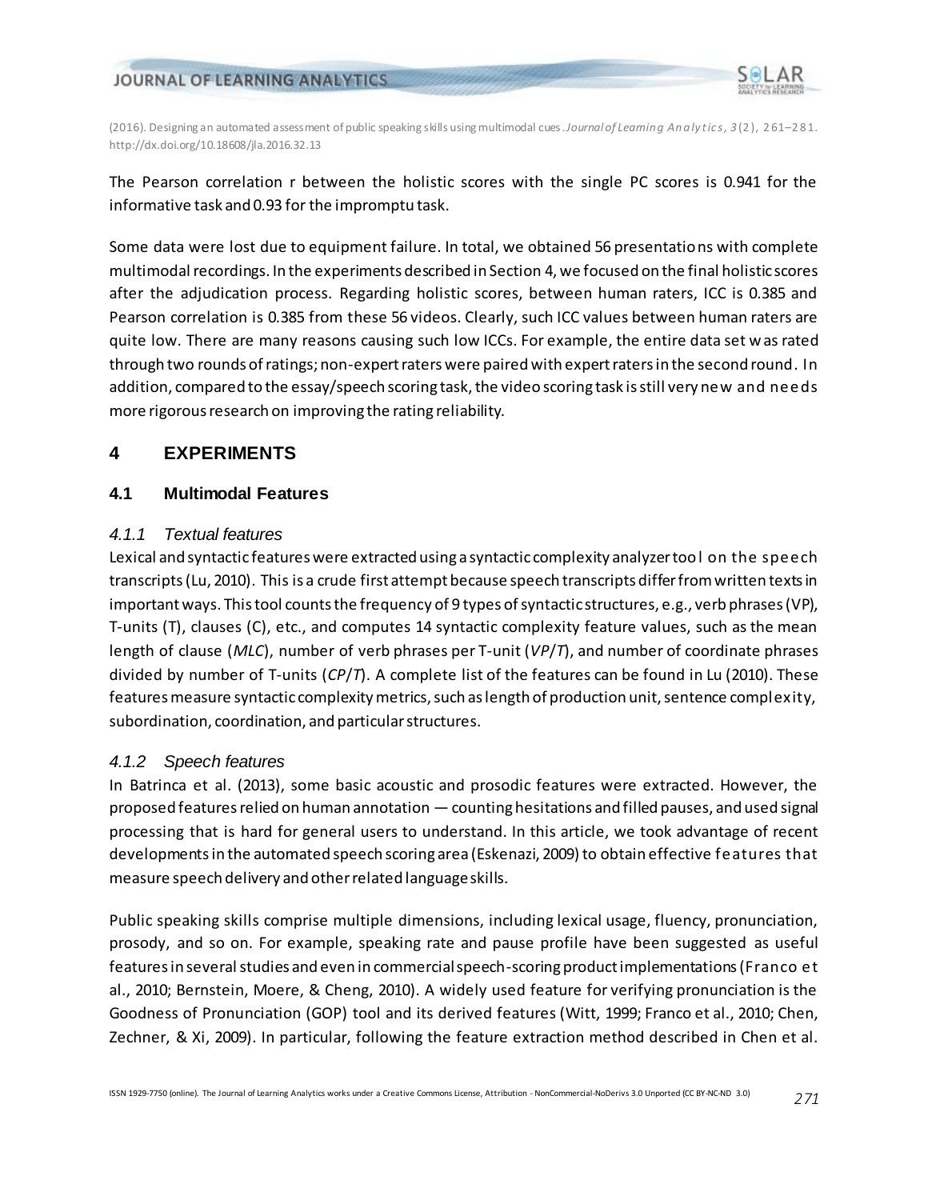The Pearson correlation r between the holistic scores with the single PC scores is 0.941 for the informative task and 0.93 for the impromptu task.

Some data were lost due to equipment failure. In total, we obtained 56 presentations with complete multimodal recordings. In the experiments described in Section 4, we focused on the final holistic scores after the adjudication process. Regarding holistic scores, between human raters, ICC is 0.385 and Pearson correlation is 0.385 from these 56 videos. Clearly, such ICC values between human raters are quite low. There are many reasons causing such low ICCs. For example, the entire data set was rated through two rounds of ratings; non-expert raters were paired with expert raters in the second round. In addition, compared to the essay/speech scoring task, the video scoring task is still very new and needs more rigorous research on improving the rating reliability.

# 4 EXPERIMENTS

## 4.1 Multimodal Features

### 4.1.1 Textual features

Lexical and syntactic features were extracted using a syntactic complexity analyzer tool on the speech transcripts (Lu, 2010). This is a crude first attempt because speech transcripts differ from written texts in important ways. This tool counts the frequency of 9 types of syntactic structures, e.g., verb phrases (VP), T-units (T), clauses (C), etc., and computes 14 syntactic complexity feature values, such as the mean length of clause (*MLC*), number of verb phrases per T-unit (*VP*/*T*), and number of coordinate phrases divided by number of T-units (*CP*/*T*). A complete list of the features can be found in Lu (2010). These features measure syntactic complexity metrics, such as length of production unit, sentence complexity, subordination, coordination, and particular structures.

### 4.1.2 Speech features

In Batrinca et al. (2013), some basic acoustic and prosodic features were extracted. However, the proposed features relied on human annotation — counting hesitations and filled pauses, and used signal processing that is hard for general users to understand. In this article, we took advantage of recent developments in the automated speech scoring area (Eskenazi, 2009) to obtain effective features that measure speech delivery and other related language skills.

Public speaking skills comprise multiple dimensions, including lexical usage, fluency, pronunciation, prosody, and so on. For example, speaking rate and pause profile have been suggested as useful features in several studies and even in commercial speech-scoring product implementations (Franco et al., 2010; Bernstein, Moere, & Cheng, 2010). A widely used feature for verifying pronunciation is the Goodness of Pronunciation (GOP) tool and its derived features (Witt, 1999; Franco et al., 2010; Chen, Zechner, & Xi, 2009). In particular, following the feature extraction method described in Chen et al.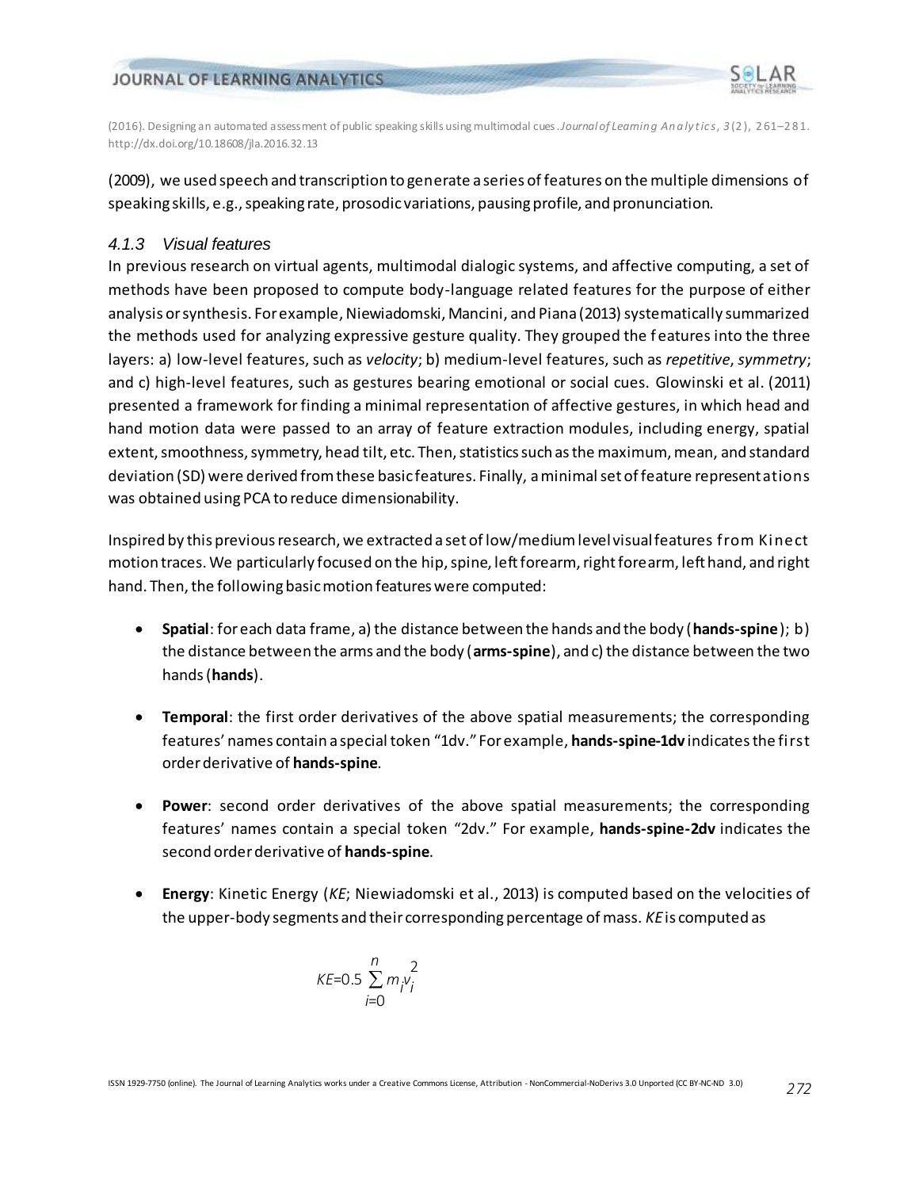(2009), we used speech and transcription to generate a series of features on the multiple dimensions of speaking skills, e.g., speaking rate, prosodic variations, pausing profile, and pronunciation.

### *4.1.3 Visual features*

In previous research on virtual agents, multimodal dialogic systems, and affective computing, a set of methods have been proposed to compute body-language related features for the purpose of either analysis or synthesis. For example, Niewiadomski, Mancini, and Piana (2013) systematically summarized the methods used for analyzing expressive gesture quality. They grouped the features into the three layers: a) low-level features, such as *velocity*; b) medium-level features, such as *repetitive*, *symmetry*; and c) high-level features, such as gestures bearing emotional or social cues. Glowinski et al. (2011) presented a framework for finding a minimal representation of affective gestures, in which head and hand motion data were passed to an array of feature extraction modules, including energy, spatial extent, smoothness, symmetry, head tilt, etc. Then, statistics such as the maximum, mean, and standard deviation (SD) were derived from these basic features. Finally, a minimal set of feature representations was obtained using PCA to reduce dimensionability.

Inspired by this previous research, we extracted a set of low/medium level visual features from Kinect motion traces. We particularly focused on the hip, spine, left forearm, right forearm, left hand, and right hand. Then, the following basic motion features were computed:

- **Spatial**: for each data frame, a) the distance between the hands and the body (**hands-spine**); b) the distance between the arms and the body (**arms-spine**), and c) the distance between the two hands (**hands**).
- **Temporal**: the first order derivatives of the above spatial measurements; the corresponding features' names contain a special token "1dv." For example, **hands-spine-1dv** indicates the first order derivative of **hands-spine**.
- **Power**: second order derivatives of the above spatial measurements; the corresponding features' names contain a special token "2dv." For example, **hands-spine-2dv** indicates the second order derivative of **hands-spine**.
- **Energy**: Kinetic Energy (*KE*; Niewiadomski et al., 2013) is computed based on the velocities of the upper-body segments and their corresponding percentage of mass. *KE* is computed as

$$KE = 0.5 \sum_{i=0}^{n} m_i v_i^2$$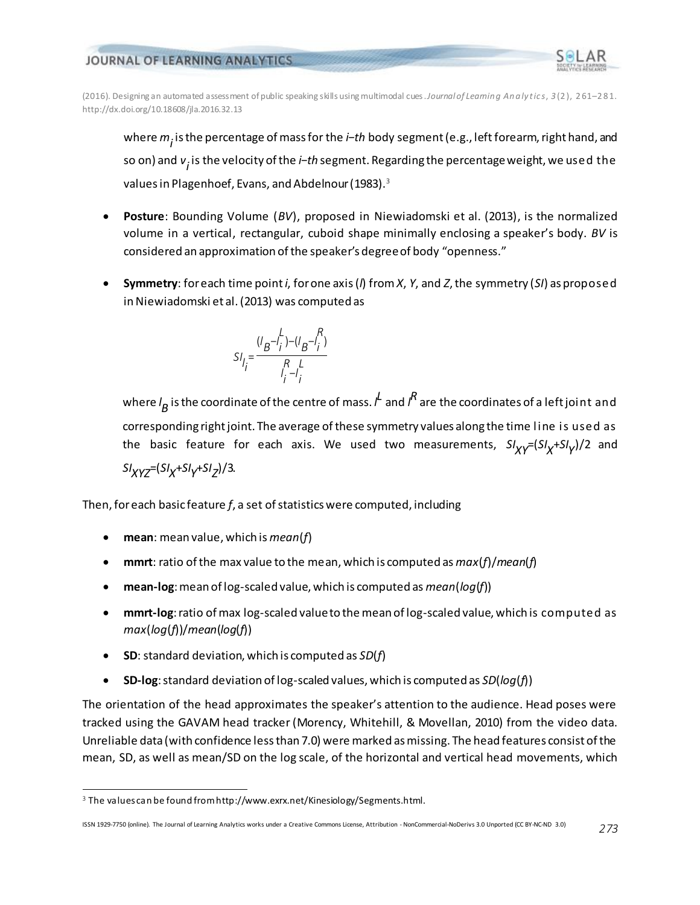where $m_i$ is the percentage of mass for the *i–th* body segment (e.g., left forearm, right hand, and so on) and $v_i$ is the velocity of the *i–th* segment. Regarding the percentage weight, we used the values in Plagenhoef, Evans, and Abdelnour (1983).[3]

- **Posture**: Bounding Volume (*BV*), proposed in Niewiadomski et al. (2013), is the normalized volume in a vertical, rectangular, cuboid shape minimally enclosing a speaker's body. *BV* is considered an approximation of the speaker's degree of body "openness."

- **Symmetry**: for each time point *i*, for one axis (*l*) from *X*, *Y*, and *Z*, the symmetry (*SI*) as proposed in Niewiadomski et al. (2013) was computed as

$$SI_{l_i} = \frac{(l_B - l_i^L) - (l_B - l_i^R)}{l_i^R - l_i^L}$$

where $l_B$ is the coordinate of the centre of mass. $l^L$ and $l^R$ are the coordinates of a left joint and corresponding right joint. The average of these symmetry values along the time line is used as the basic feature for each axis. We used two measurements, $SI_{XY} = (SI_X + SI_Y)/2$ and $SI_{XYZ} = (SI_X + SI_Y + SI_Z)/3$.

Then, for each basic feature *f*, a set of statistics were computed, including

- **mean**: mean value, which is *mean*(*f*)
- **mmrt**: ratio of the max value to the mean, which is computed as *max*(*f*)/*mean*(*f*)
- **mean-log**: mean of log-scaled value, which is computed as *mean*(*log*(*f*))
- **mmrt-log**: ratio of max log-scaled value to the mean of log-scaled value, which is computed as *max*(*log*(*f*))/*mean*(*log*(*f*))
- **SD**: standard deviation, which is computed as *SD*(*f*)
- **SD-log**: standard deviation of log-scaled values, which is computed as *SD*(*log*(*f*))

The orientation of the head approximates the speaker's attention to the audience. Head poses were tracked using the GAVAM head tracker (Morency, Whitehill, & Movellan, 2010) from the video data. Unreliable data (with confidence less than 7.0) were marked as missing. The head features consist of the mean, SD, as well as mean/SD on the log scale, of the horizontal and vertical head movements, which

[3] The values can be found from http://www.exrx.net/Kinesiology/Segments.html.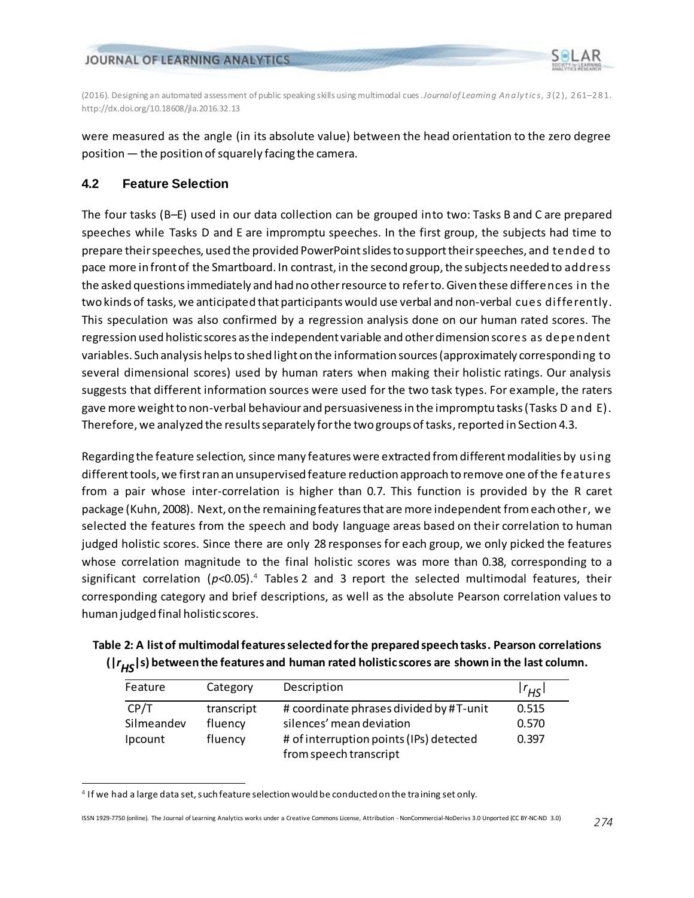were measured as the angle (in its absolute value) between the head orientation to the zero degree position — the position of squarely facing the camera.

### 4.2 Feature Selection

The four tasks (B–E) used in our data collection can be grouped into two: Tasks B and C are prepared speeches while Tasks D and E are impromptu speeches. In the first group, the subjects had time to prepare their speeches, used the provided PowerPoint slides to support their speeches, and tended to pace more in front of the Smartboard. In contrast, in the second group, the subjects needed to address the asked questions immediately and had no other resource to refer to. Given these differences in the two kinds of tasks, we anticipated that participants would use verbal and non-verbal cues differently. This speculation was also confirmed by a regression analysis done on our human rated scores. The regression used holistic scores as the independent variable and other dimension scores as dependent variables. Such analysis helps to shed light on the information sources (approximately corresponding to several dimensional scores) used by human raters when making their holistic ratings. Our analysis suggests that different information sources were used for the two task types. For example, the raters gave more weight to non-verbal behaviour and persuasiveness in the impromptu tasks (Tasks D and E). Therefore, we analyzed the results separately for the two groups of tasks, reported in Section 4.3.

Regarding the feature selection, since many features were extracted from different modalities by using different tools, we first ran an unsupervised feature reduction approach to remove one of the features from a pair whose inter-correlation is higher than 0.7. This function is provided by the R caret package (Kuhn, 2008). Next, on the remaining features that are more independent from each other, we selected the features from the speech and body language areas based on their correlation to human judged holistic scores. Since there are only 28 responses for each group, we only picked the features whose correlation magnitude to the final holistic scores was more than 0.38, corresponding to a significant correlation ($p<0.05$).[4] Tables 2 and 3 report the selected multimodal features, their corresponding category and brief descriptions, as well as the absolute Pearson correlation values to human judged final holistic scores.

**Table 2: A list of multimodal features selected for the prepared speech tasks. Pearson correlations ($|r_{HS}|$s) between the features and human rated holistic scores are shown in the last column.**

| Feature | Category | Description | $\|r_{HS}\|$ |
|---|---|---|---|
| CP/T | transcript | # coordinate phrases divided by # T-unit | 0.515 |
| Silmeandev | fluency | silences' mean deviation | 0.570 |
| Ipcount | fluency | # of interruption points (IPs) detected from speech transcript | 0.397 |

[4] If we had a large data set, such feature selection would be conducted on the training set only.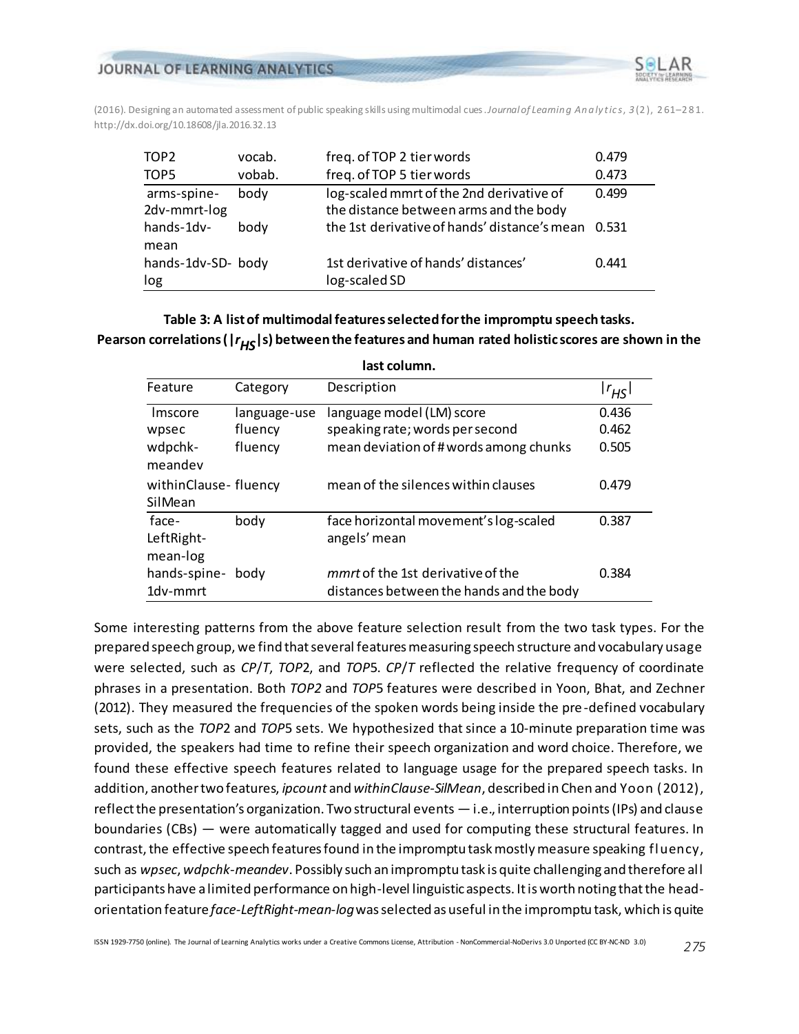| TOP2 | vocab. | freq. of TOP 2 tier words | 0.479 |
|---|---|---|---|
| TOP5 | vobab. | freq. of TOP 5 tier words | 0.473 |
| arms-spine-2dv-mmrt-log | body | log-scaled mmrt of the 2nd derivative of the distance between arms and the body | 0.499 |
| hands-1dv-mean | body | the 1st derivative of hands' distance's mean | 0.531 |
| hands-1dv-SD-log | body | 1st derivative of hands' distances' log-scaled SD | 0.441 |

**Table 3: A list of multimodal features selected for the impromptu speech tasks. Pearson correlations ($|r_{HS}|$s) between the features and human rated holistic scores are shown in the last column.**

| Feature | Category | Description | $\lvert r_{HS} \rvert$ |
|---|---|---|---|
| lmscore | language-use | language model (LM) score | 0.436 |
| wpsec | fluency | speaking rate; words per second | 0.462 |
| wdpchk-meandev | fluency | mean deviation of # words among chunks | 0.505 |
| withinClause-SilMean | fluency | mean of the silences within clauses | 0.479 |
| face-LeftRight-mean-log | body | face horizontal movement's log-scaled angels' mean | 0.387 |
| hands-spine-1dv-mmrt | body | *mmrt* of the 1st derivative of the distances between the hands and the body | 0.384 |

Some interesting patterns from the above feature selection result from the two task types. For the prepared speech group, we find that several features measuring speech structure and vocabulary usage were selected, such as *CP/T*, *TOP*2, and *TOP*5. *CP/T* reflected the relative frequency of coordinate phrases in a presentation. Both *TOP2* and *TOP*5 features were described in Yoon, Bhat, and Zechner (2012). They measured the frequencies of the spoken words being inside the pre-defined vocabulary sets, such as the *TOP*2 and *TOP*5 sets. We hypothesized that since a 10-minute preparation time was provided, the speakers had time to refine their speech organization and word choice. Therefore, we found these effective speech features related to language usage for the prepared speech tasks. In addition, another two features, *ipcount* and *withinClause-SilMean*, described in Chen and Yoon (2012), reflect the presentation's organization. Two structural events — i.e., interruption points (IPs) and clause boundaries (CBs) — were automatically tagged and used for computing these structural features. In contrast, the effective speech features found in the impromptu task mostly measure speaking fluency, such as *wpsec*, *wdpchk-meandev*. Possibly such an impromptu task is quite challenging and therefore all participants have a limited performance on high-level linguistic aspects. It is worth noting that the head-orientation feature *face-LeftRight-mean-log* was selected as useful in the impromptu task, which is quite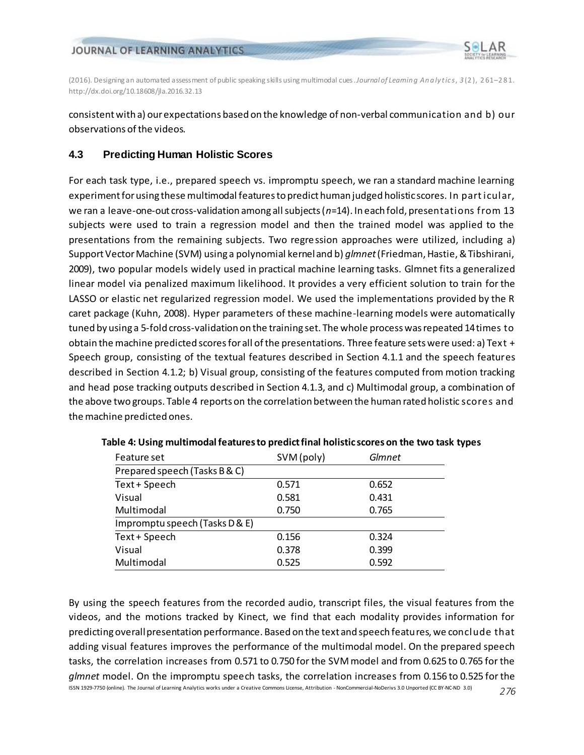consistent with a) our expectations based on the knowledge of non-verbal communication and b) our observations of the videos.

### 4.3 Predicting Human Holistic Scores

For each task type, i.e., prepared speech vs. impromptu speech, we ran a standard machine learning experiment for using these multimodal features to predict human judged holistic scores. In particular, we ran a leave-one-out cross-validation among all subjects (*n*=14). In each fold, presentations from 13 subjects were used to train a regression model and then the trained model was applied to the presentations from the remaining subjects. Two regression approaches were utilized, including a) Support Vector Machine (SVM) using a polynomial kernel and b) *glmnet* (Friedman, Hastie, & Tibshirani, 2009), two popular models widely used in practical machine learning tasks. Glmnet fits a generalized linear model via penalized maximum likelihood. It provides a very efficient solution to train for the LASSO or elastic net regularized regression model. We used the implementations provided by the R caret package (Kuhn, 2008). Hyper parameters of these machine-learning models were automatically tuned by using a 5-fold cross-validation on the training set. The whole process was repeated 14 times to obtain the machine predicted scores for all of the presentations. Three feature sets were used: a) Text + Speech group, consisting of the textual features described in Section 4.1.1 and the speech features described in Section 4.1.2; b) Visual group, consisting of the features computed from motion tracking and head pose tracking outputs described in Section 4.1.3, and c) Multimodal group, a combination of the above two groups. Table 4 reports on the correlation between the human rated holistic scores and the machine predicted ones.

**Table 4: Using multimodal features to predict final holistic scores on the two task types**

| Feature set | SVM (poly) | *Glmnet* |
|---|---|---|
| Prepared speech (Tasks B & C) | | |
| Text + Speech | 0.571 | 0.652 |
| Visual | 0.581 | 0.431 |
| Multimodal | 0.750 | 0.765 |
| Impromptu speech (Tasks D & E) | | |
| Text + Speech | 0.156 | 0.324 |
| Visual | 0.378 | 0.399 |
| Multimodal | 0.525 | 0.592 |

By using the speech features from the recorded audio, transcript files, the visual features from the videos, and the motions tracked by Kinect, we find that each modality provides information for predicting overall presentation performance. Based on the text and speech features, we conclude that adding visual features improves the performance of the multimodal model. On the prepared speech tasks, the correlation increases from 0.571 to 0.750 for the SVM model and from 0.625 to 0.765 for the *glmnet* model. On the impromptu speech tasks, the correlation increases from 0.156 to 0.525 for the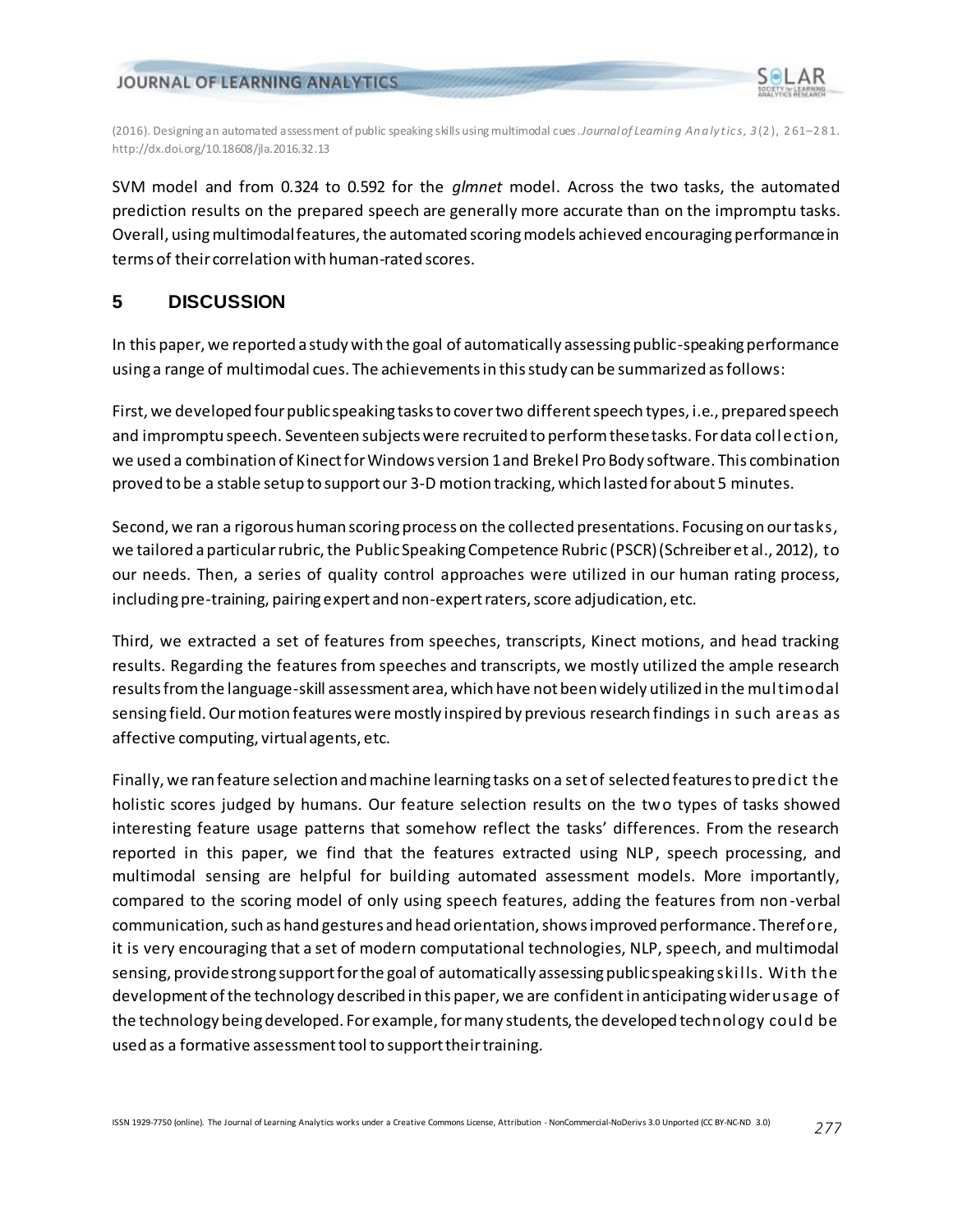SVM model and from 0.324 to 0.592 for the *glmnet* model. Across the two tasks, the automated prediction results on the prepared speech are generally more accurate than on the impromptu tasks. Overall, using multimodal features, the automated scoring models achieved encouraging performance in terms of their correlation with human-rated scores.

## 5 DISCUSSION

In this paper, we reported a study with the goal of automatically assessing public-speaking performance using a range of multimodal cues. The achievements in this study can be summarized as follows:

First, we developed four public speaking tasks to cover two different speech types, i.e., prepared speech and impromptu speech. Seventeen subjects were recruited to perform these tasks. For data collection, we used a combination of Kinect for Windows version 1 and Brekel Pro Body software. This combination proved to be a stable setup to support our 3-D motion tracking, which lasted for about 5 minutes.

Second, we ran a rigorous human scoring process on the collected presentations. Focusing on our tasks, we tailored a particular rubric, the Public Speaking Competence Rubric (PSCR) (Schreiber et al., 2012), to our needs. Then, a series of quality control approaches were utilized in our human rating process, including pre-training, pairing expert and non-expert raters, score adjudication, etc.

Third, we extracted a set of features from speeches, transcripts, Kinect motions, and head tracking results. Regarding the features from speeches and transcripts, we mostly utilized the ample research results from the language-skill assessment area, which have not been widely utilized in the multimodal sensing field. Our motion features were mostly inspired by previous research findings in such areas as affective computing, virtual agents, etc.

Finally, we ran feature selection and machine learning tasks on a set of selected features to predict the holistic scores judged by humans. Our feature selection results on the two types of tasks showed interesting feature usage patterns that somehow reflect the tasks' differences. From the research reported in this paper, we find that the features extracted using NLP, speech processing, and multimodal sensing are helpful for building automated assessment models. More importantly, compared to the scoring model of only using speech features, adding the features from non-verbal communication, such as hand gestures and head orientation, shows improved performance. Therefore, it is very encouraging that a set of modern computational technologies, NLP, speech, and multimodal sensing, provide strong support for the goal of automatically assessing public speaking skills. With the development of the technology described in this paper, we are confident in anticipating wider usage of the technology being developed. For example, for many students, the developed technology could be used as a formative assessment tool to support their training.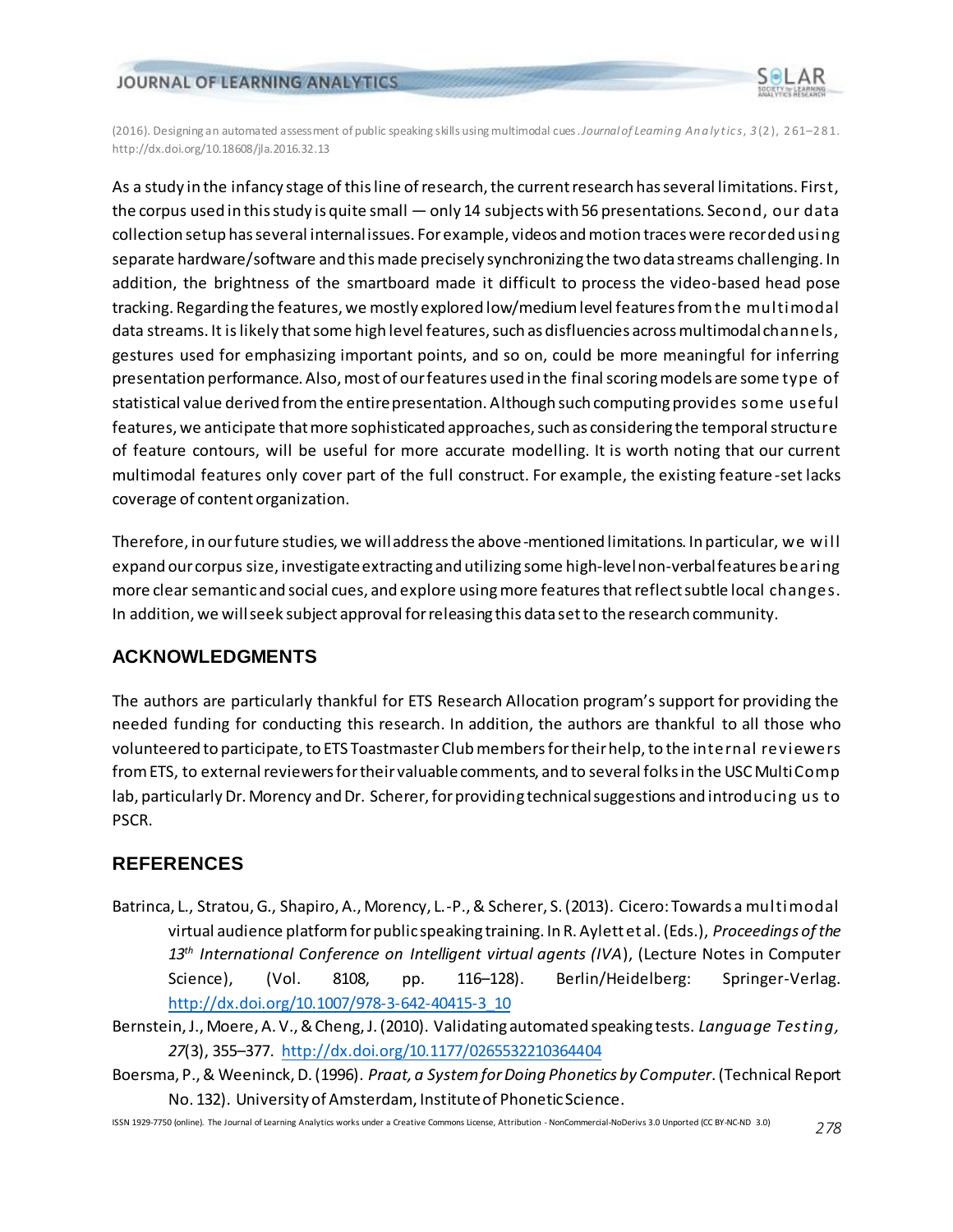As a study in the infancy stage of this line of research, the current research has several limitations. First, the corpus used in this study is quite small — only 14 subjects with 56 presentations. Second, our data collection setup has several internal issues. For example, videos and motion traces were recorded using separate hardware/software and this made precisely synchronizing the two data streams challenging. In addition, the brightness of the smartboard made it difficult to process the video-based head pose tracking. Regarding the features, we mostly explored low/medium level features from the multimodal data streams. It is likely that some high level features, such as disfluencies across multimodal channels, gestures used for emphasizing important points, and so on, could be more meaningful for inferring presentation performance. Also, most of our features used in the final scoring models are some type of statistical value derived from the entire presentation. Although such computing provides some useful features, we anticipate that more sophisticated approaches, such as considering the temporal structure of feature contours, will be useful for more accurate modelling. It is worth noting that our current multimodal features only cover part of the full construct. For example, the existing feature-set lacks coverage of content organization.

Therefore, in our future studies, we will address the above-mentioned limitations. In particular, we will expand our corpus size, investigate extracting and utilizing some high-level non-verbal features bearing more clear semantic and social cues, and explore using more features that reflect subtle local changes. In addition, we will seek subject approval for releasing this data set to the research community.

## ACKNOWLEDGMENTS

The authors are particularly thankful for ETS Research Allocation program's support for providing the needed funding for conducting this research. In addition, the authors are thankful to all those who volunteered to participate, to ETS Toastmaster Club members for their help, to the internal reviewers from ETS, to external reviewers for their valuable comments, and to several folks in the USC MultiComp lab, particularly Dr. Morency and Dr. Scherer, for providing technical suggestions and introducing us to PSCR.

## REFERENCES

Batrinca, L., Stratou, G., Shapiro, A., Morency, L.-P., & Scherer, S. (2013). Cicero: Towards a multimodal virtual audience platform for public speaking training. In R. Aylett et al. (Eds.), *Proceedings of the 13th International Conference on Intelligent virtual agents (IVA)*, (Lecture Notes in Computer Science), (Vol. 8108, pp. 116–128). Berlin/Heidelberg: Springer-Verlag. http://dx.doi.org/10.1007/978-3-642-40415-3_10

Bernstein, J., Moere, A. V., & Cheng, J. (2010). Validating automated speaking tests. *Language Testing, 27*(3), 355–377. http://dx.doi.org/10.1177/0265532210364404

Boersma, P., & Weeninck, D. (1996). *Praat, a System for Doing Phonetics by Computer*. (Technical Report No. 132). University of Amsterdam, Institute of Phonetic Science.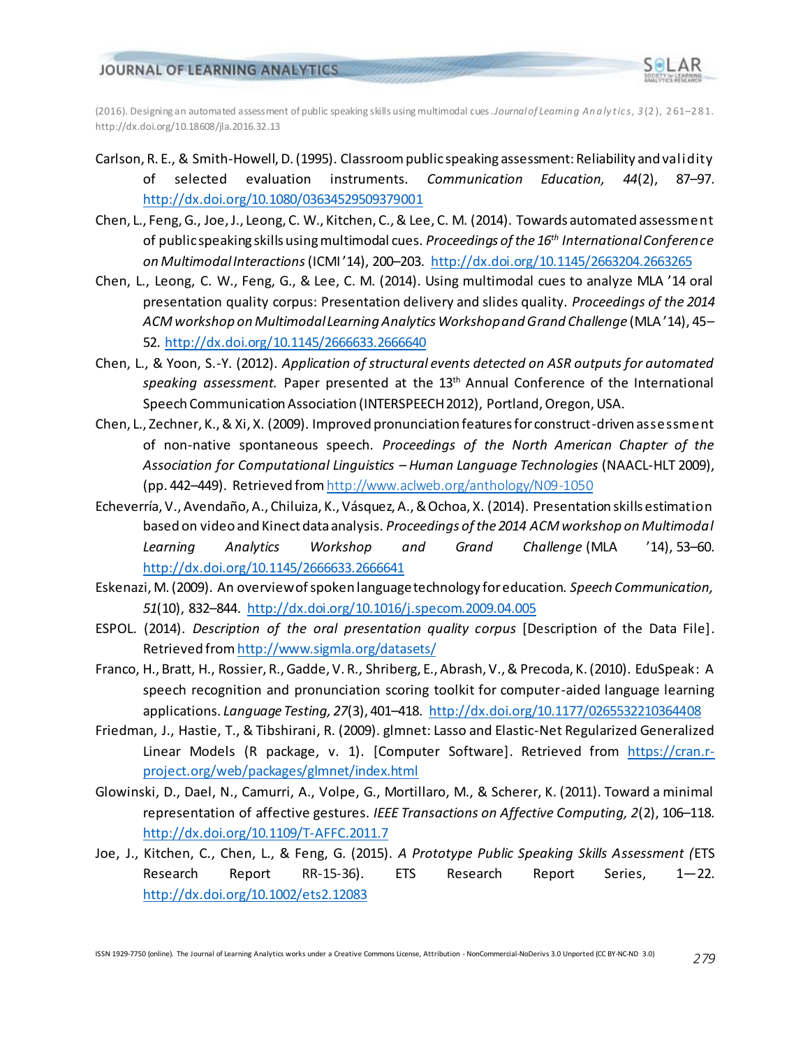Carlson, R. E., & Smith-Howell, D. (1995). Classroom public speaking assessment: Reliability and validity of selected evaluation instruments. *Communication Education, 44*(2), 87–97. http://dx.doi.org/10.1080/03634529509379001

Chen, L., Feng, G., Joe, J., Leong, C. W., Kitchen, C., & Lee, C. M. (2014). Towards automated assessment of public speaking skills using multimodal cues. *Proceedings of the 16th International Conference on Multimodal Interactions* (ICMI '14), 200–203. http://dx.doi.org/10.1145/2663204.2663265

Chen, L., Leong, C. W., Feng, G., & Lee, C. M. (2014). Using multimodal cues to analyze MLA '14 oral presentation quality corpus: Presentation delivery and slides quality. *Proceedings of the 2014 ACM workshop on Multimodal Learning Analytics Workshop and Grand Challenge* (MLA '14), 45–52. http://dx.doi.org/10.1145/2666633.2666640

Chen, L., & Yoon, S.-Y. (2012). *Application of structural events detected on ASR outputs for automated speaking assessment.* Paper presented at the 13th Annual Conference of the International Speech Communication Association (INTERSPEECH 2012), Portland, Oregon, USA.

Chen, L., Zechner, K., & Xi, X. (2009). Improved pronunciation features for construct-driven assessment of non-native spontaneous speech. *Proceedings of the North American Chapter of the Association for Computational Linguistics – Human Language Technologies* (NAACL-HLT 2009), (pp. 442–449). Retrieved from http://www.aclweb.org/anthology/N09-1050

Echeverría, V., Avendaño, A., Chiluiza, K., Vásquez, A., & Ochoa, X. (2014). Presentation skills estimation based on video and Kinect data analysis. *Proceedings of the 2014 ACM workshop on Multimodal Learning Analytics Workshop and Grand Challenge* (MLA '14), 53–60. http://dx.doi.org/10.1145/2666633.2666641

Eskenazi, M. (2009). An overview of spoken language technology for education. *Speech Communication, 51*(10), 832–844. http://dx.doi.org/10.1016/j.specom.2009.04.005

ESPOL. (2014). *Description of the oral presentation quality corpus* [Description of the Data File]. Retrieved from http://www.sigmla.org/datasets/

Franco, H., Bratt, H., Rossier, R., Gadde, V. R., Shriberg, E., Abrash, V., & Precoda, K. (2010). EduSpeak: A speech recognition and pronunciation scoring toolkit for computer-aided language learning applications. *Language Testing, 27*(3), 401–418. http://dx.doi.org/10.1177/0265532210364408

Friedman, J., Hastie, T., & Tibshirani, R. (2009). glmnet: Lasso and Elastic-Net Regularized Generalized Linear Models (R package, v. 1). [Computer Software]. Retrieved from https://cran.r-project.org/web/packages/glmnet/index.html

Glowinski, D., Dael, N., Camurri, A., Volpe, G., Mortillaro, M., & Scherer, K. (2011). Toward a minimal representation of affective gestures. *IEEE Transactions on Affective Computing, 2*(2), 106–118. http://dx.doi.org/10.1109/T-AFFC.2011.7

Joe, J., Kitchen, C., Chen, L., & Feng, G. (2015). *A Prototype Public Speaking Skills Assessment (*ETS Research Report RR-15-36). ETS Research Report Series, 1—22. http://dx.doi.org/10.1002/ets2.12083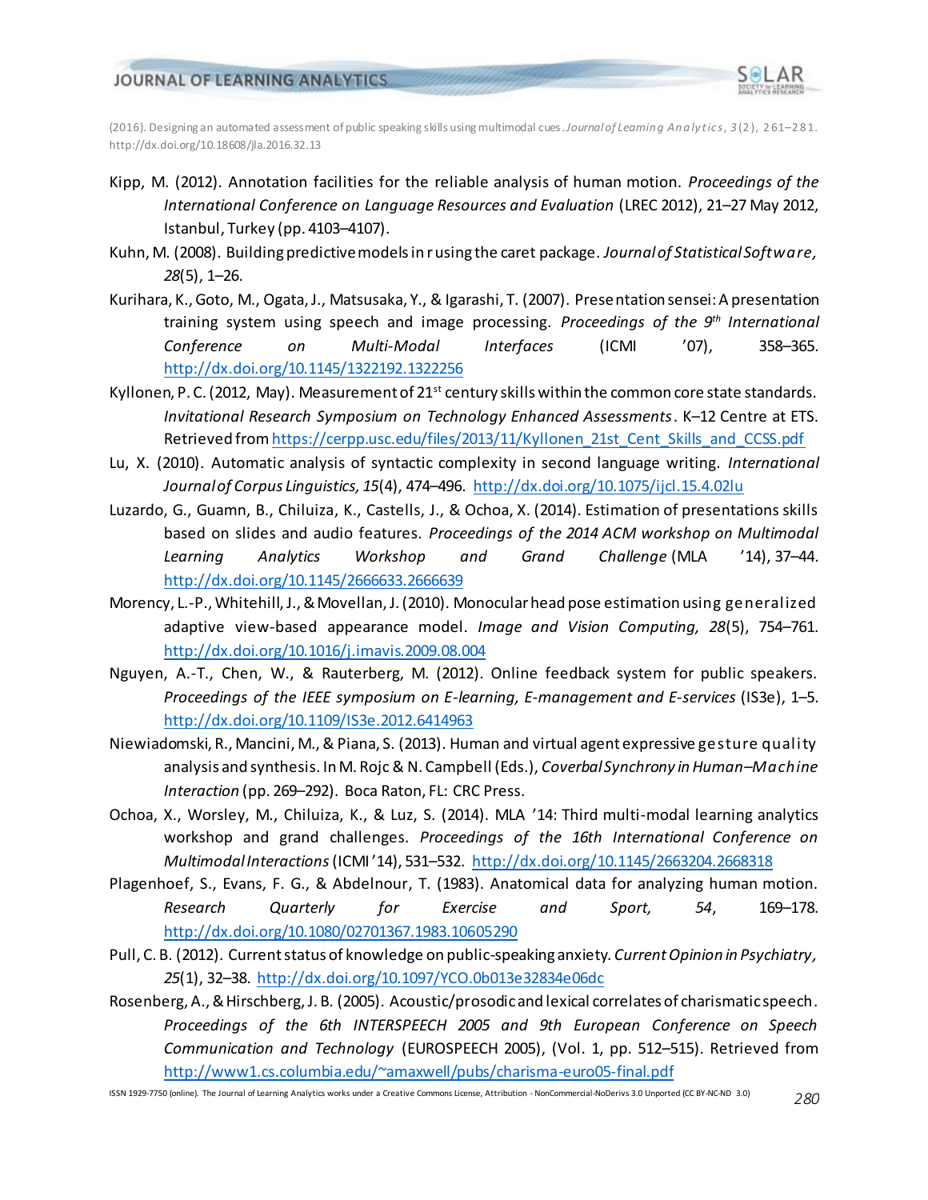Kipp, M. (2012). Annotation facilities for the reliable analysis of human motion. *Proceedings of the International Conference on Language Resources and Evaluation* (LREC 2012), 21–27 May 2012, Istanbul, Turkey (pp. 4103–4107).

Kuhn, M. (2008). Building predictive models in r using the caret package. *Journal of Statistical Software, 28*(5), 1–26.

Kurihara, K., Goto, M., Ogata, J., Matsusaka, Y., & Igarashi, T. (2007). Presentation sensei: A presentation training system using speech and image processing. *Proceedings of the 9th International Conference on Multi-Modal Interfaces* (ICMI '07), 358–365. http://dx.doi.org/10.1145/1322192.1322256

Kyllonen, P. C. (2012, May). Measurement of 21st century skills within the common core state standards. *Invitational Research Symposium on Technology Enhanced Assessments*. K–12 Centre at ETS. Retrieved from https://cerpp.usc.edu/files/2013/11/Kyllonen_21st_Cent_Skills_and_CCSS.pdf

Lu, X. (2010). Automatic analysis of syntactic complexity in second language writing. *International Journal of Corpus Linguistics, 15*(4), 474–496. http://dx.doi.org/10.1075/ijcl.15.4.02lu

Luzardo, G., Guamn, B., Chiluiza, K., Castells, J., & Ochoa, X. (2014). Estimation of presentations skills based on slides and audio features. *Proceedings of the 2014 ACM workshop on Multimodal Learning Analytics Workshop and Grand Challenge* (MLA '14), 37–44. http://dx.doi.org/10.1145/2666633.2666639

Morency, L.-P., Whitehill, J., & Movellan, J. (2010). Monocular head pose estimation using generalized adaptive view-based appearance model. *Image and Vision Computing, 28*(5), 754–761. http://dx.doi.org/10.1016/j.imavis.2009.08.004

Nguyen, A.-T., Chen, W., & Rauterberg, M. (2012). Online feedback system for public speakers. *Proceedings of the IEEE symposium on E-learning, E-management and E-services* (IS3e), 1–5. http://dx.doi.org/10.1109/IS3e.2012.6414963

Niewiadomski, R., Mancini, M., & Piana, S. (2013). Human and virtual agent expressive gesture quality analysis and synthesis. In M. Rojc & N. Campbell (Eds.), *Coverbal Synchrony in Human–Machine Interaction* (pp. 269–292). Boca Raton, FL: CRC Press.

Ochoa, X., Worsley, M., Chiluiza, K., & Luz, S. (2014). MLA '14: Third multi-modal learning analytics workshop and grand challenges. *Proceedings of the 16th International Conference on Multimodal Interactions* (ICMI '14), 531–532. http://dx.doi.org/10.1145/2663204.2668318

Plagenhoef, S., Evans, F. G., & Abdelnour, T. (1983). Anatomical data for analyzing human motion. *Research Quarterly for Exercise and Sport, 54*, 169–178. http://dx.doi.org/10.1080/02701367.1983.10605290

Pull, C. B. (2012). Current status of knowledge on public-speaking anxiety. *Current Opinion in Psychiatry, 25*(1), 32–38. http://dx.doi.org/10.1097/YCO.0b013e32834e06dc

Rosenberg, A., & Hirschberg, J. B. (2005). Acoustic/prosodic and lexical correlates of charismatic speech. *Proceedings of the 6th INTERSPEECH 2005 and 9th European Conference on Speech Communication and Technology* (EUROSPEECH 2005), (Vol. 1, pp. 512–515). Retrieved from http://www1.cs.columbia.edu/~amaxwell/pubs/charisma-euro05-final.pdf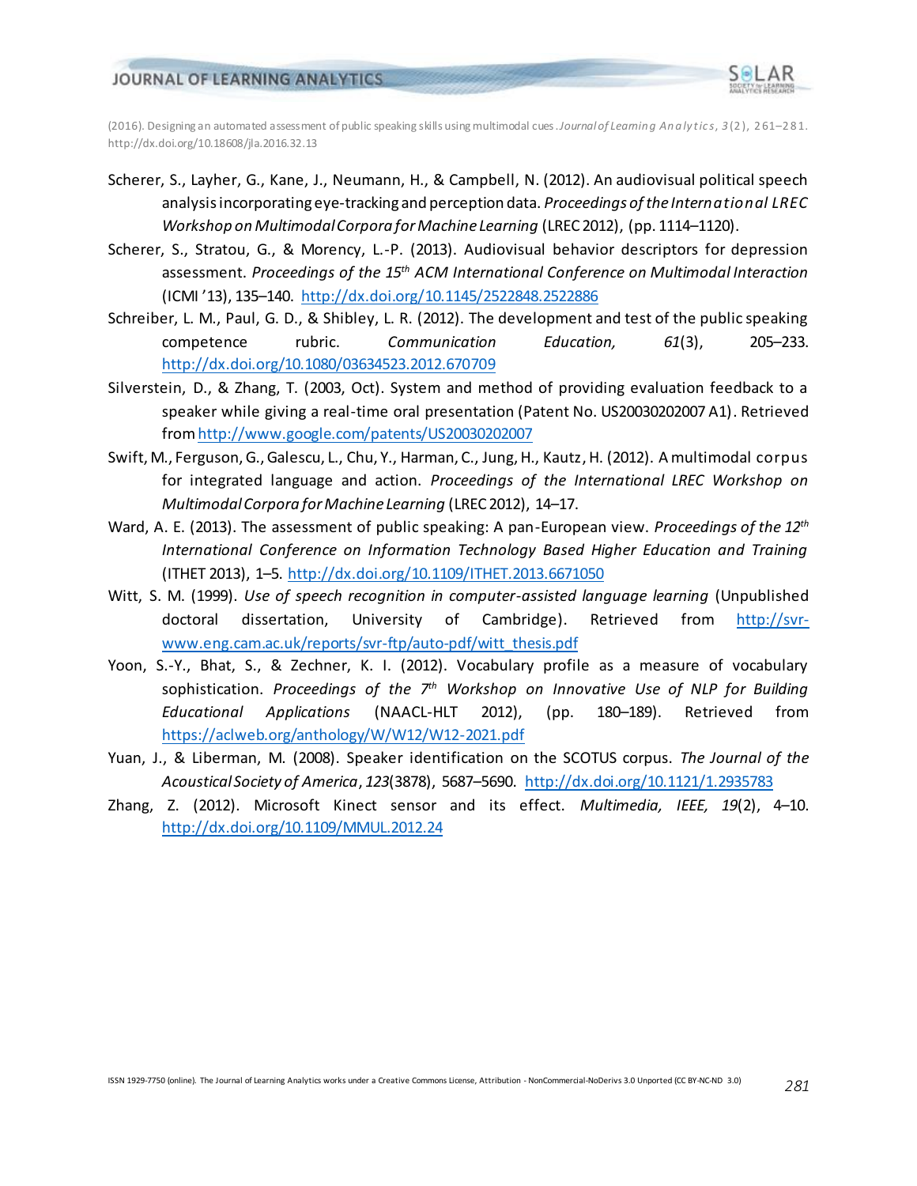Scherer, S., Layher, G., Kane, J., Neumann, H., & Campbell, N. (2012). An audiovisual political speech analysis incorporating eye-tracking and perception data. *Proceedings of the International LREC Workshop on Multimodal Corpora for Machine Learning* (LREC 2012), (pp. 1114–1120).

Scherer, S., Stratou, G., & Morency, L.-P. (2013). Audiovisual behavior descriptors for depression assessment. *Proceedings of the 15th ACM International Conference on Multimodal Interaction* (ICMI '13), 135–140. http://dx.doi.org/10.1145/2522848.2522886

Schreiber, L. M., Paul, G. D., & Shibley, L. R. (2012). The development and test of the public speaking competence rubric. *Communication Education, 61*(3), 205–233. http://dx.doi.org/10.1080/03634523.2012.670709

Silverstein, D., & Zhang, T. (2003, Oct). System and method of providing evaluation feedback to a speaker while giving a real-time oral presentation (Patent No. US20030202007 A1). Retrieved from http://www.google.com/patents/US20030202007

Swift, M., Ferguson, G., Galescu, L., Chu, Y., Harman, C., Jung, H., Kautz, H. (2012). A multimodal corpus for integrated language and action. *Proceedings of the International LREC Workshop on Multimodal Corpora for Machine Learning* (LREC 2012), 14–17.

Ward, A. E. (2013). The assessment of public speaking: A pan-European view. *Proceedings of the 12th International Conference on Information Technology Based Higher Education and Training* (ITHET 2013), 1–5. http://dx.doi.org/10.1109/ITHET.2013.6671050

Witt, S. M. (1999). *Use of speech recognition in computer-assisted language learning* (Unpublished doctoral dissertation, University of Cambridge). Retrieved from http://svr-www.eng.cam.ac.uk/reports/svr-ftp/auto-pdf/witt_thesis.pdf

Yoon, S.-Y., Bhat, S., & Zechner, K. I. (2012). Vocabulary profile as a measure of vocabulary sophistication. *Proceedings of the 7th Workshop on Innovative Use of NLP for Building Educational Applications* (NAACL-HLT 2012), (pp. 180–189). Retrieved from https://aclweb.org/anthology/W/W12/W12-2021.pdf

Yuan, J., & Liberman, M. (2008). Speaker identification on the SCOTUS corpus. *The Journal of the Acoustical Society of America*, *123*(3878), 5687–5690. http://dx.doi.org/10.1121/1.2935783

Zhang, Z. (2012). Microsoft Kinect sensor and its effect. *Multimedia, IEEE, 19*(2), 4–10. http://dx.doi.org/10.1109/MMUL.2012.24